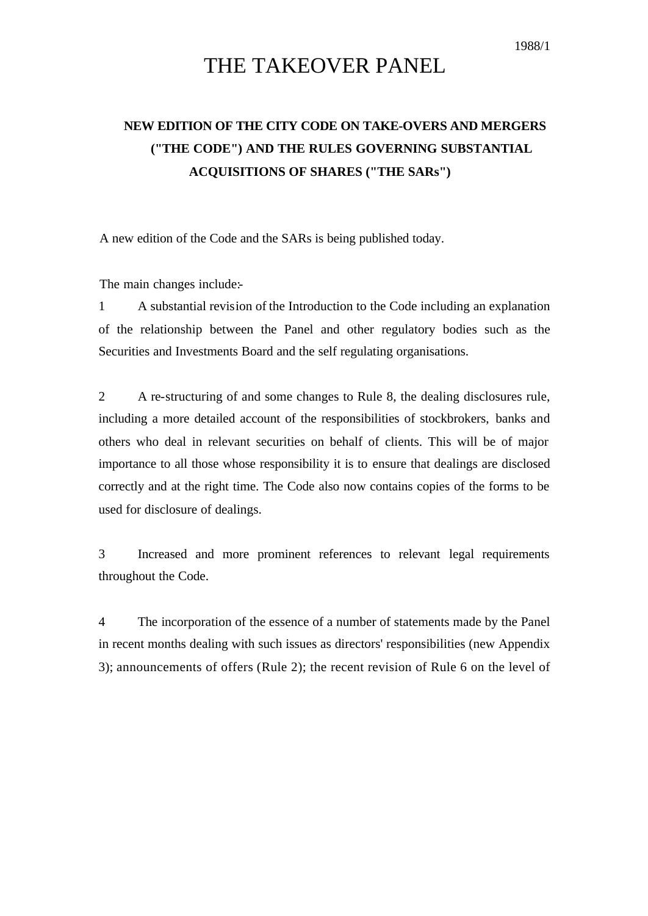1988/1

# THE TAKEOVER PANEL

## NEW EDITION OF THE CITY CODE ON TAKE-OVERS AND MERGERS ("THE CODE") AND THE RULES GOVERNING SUBSTANTIAL ACQUISITIONS OF SHARES ("THE SARs")

A new edition of the Code and the SARs is being published today.

The main changes include:-

1 A substantial revision of the Introduction to the Code including an explanation of the relationship between the Panel and other regulatory bodies such as the Securities and Investments Board and the self regulating organisations.

2 A re-structuring of and some changes to Rule 8, the dealing disclosures rule, including a more detailed account of the responsibilities of stockbrokers, banks and others who deal in relevant securities on behalf of clients. This will be of major importance to all those whose responsibility it is to ensure that dealings are disclosed correctly and at the right time. The Code also now contains copies of the forms to be used for disclosure of dealings.

3 Increased and more prominent references to relevant legal requirements throughout the Code.

4 The incorporation of the essence of a number of statements made by the Panel in recent months dealing with such issues as directors' responsibilities (new Appendix 3); announcements of offers (Rule 2); the recent revision of Rule 6 on the level of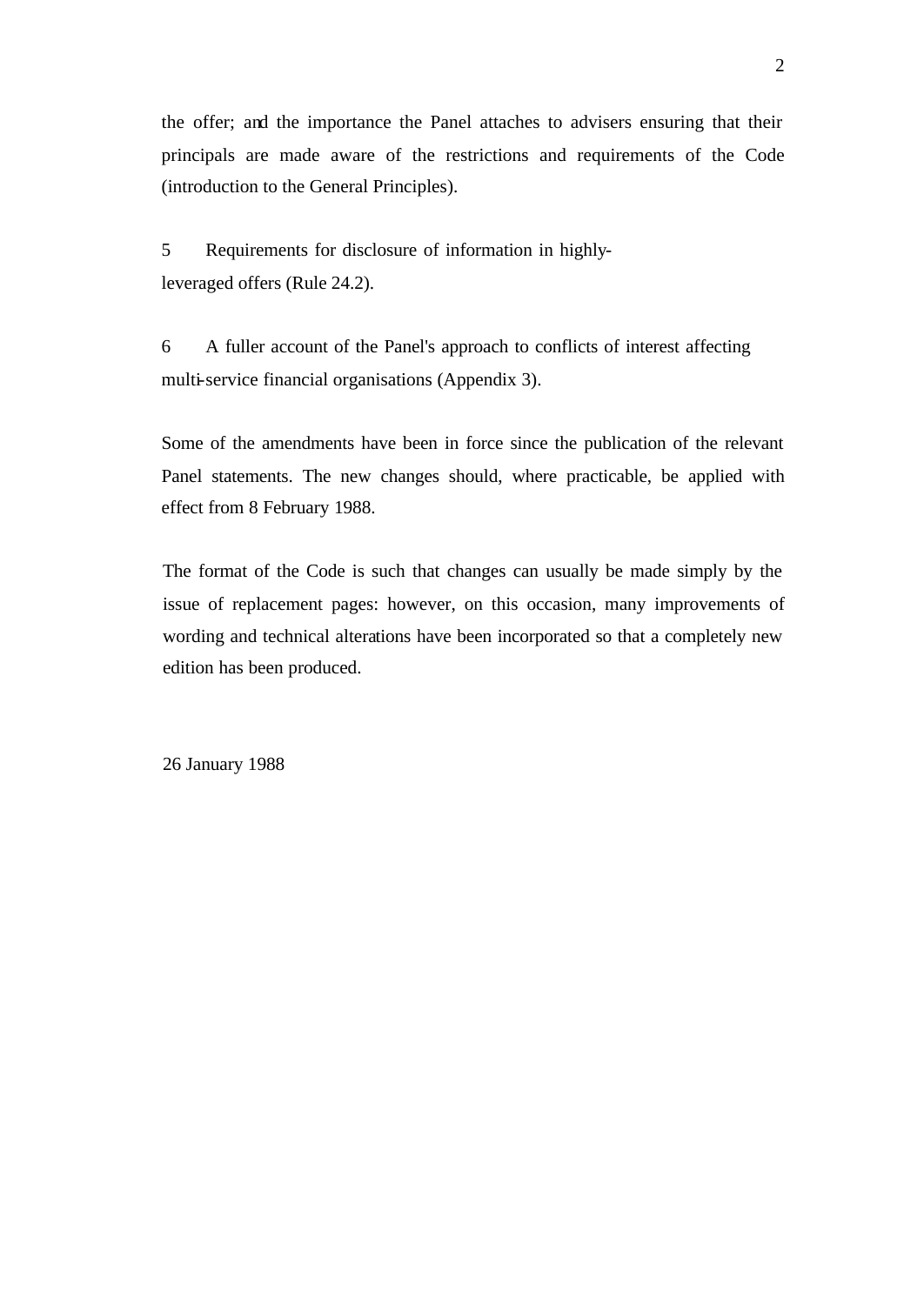the offer; and the importance the Panel attaches to advisers ensuring that their principals are made aware of the restrictions and requirements of the Code (introduction to the General Principles).

5 Requirements for disclosure of information in highly-leveraged offers (Rule 24.2).

6 A fuller account of the Panel's approach to conflicts of interest affecting multi-service financial organisations (Appendix 3).

Some of the amendments have been in force since the publication of the relevant Panel statements. The new changes should, where practicable, be applied with effect from 8 February 1988.

The format of the Code is such that changes can usually be made simply by the issue of replacement pages: however, on this occasion, many improvements of wording and technical alterations have been incorporated so that a completely new edition has been produced.

26 January 1988